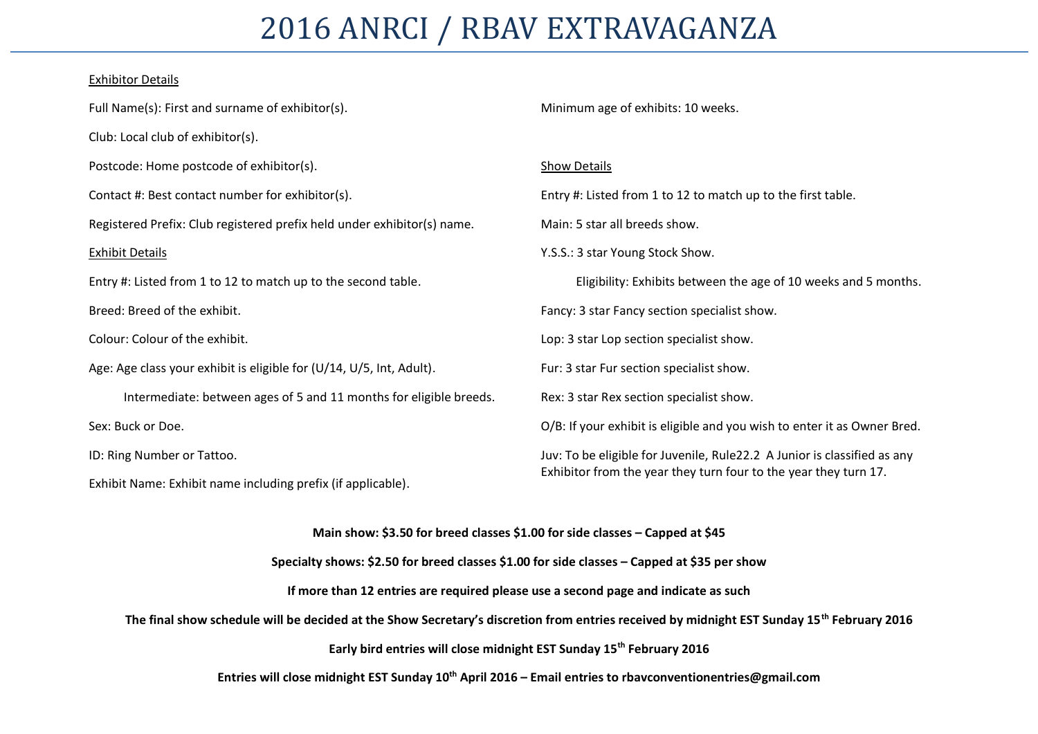# 2016 ANRCI / RBAV EXTRAVAGANZA

Exhibitor Details

Full Name(s): First and surname of exhibitor(s).

Club: Local club of exhibitor(s).

Postcode: Home postcode of exhibitor(s).

Contact #: Best contact number for exhibitor(s).

Registered Prefix: Club registered prefix held under exhibitor(s) name.

Exhibit Details

Entry #: Listed from 1 to 12 to match up to the second table.

Breed: Breed of the exhibit.

Colour: Colour of the exhibit.

Age: Age class your exhibit is eligible for (U/14, U/5, Int, Adult).

Intermediate: between ages of 5 and 11 months for eligible breeds.

Sex: Buck or Doe.

ID: Ring Number or Tattoo.

Exhibit Name: Exhibit name including prefix (if applicable).

Minimum age of exhibits: 10 weeks.

Show Details

Entry #: Listed from 1 to 12 to match up to the first table.

Main: 5 star all breeds show.

Y.S.S.: 3 star Young Stock Show.

Eligibility: Exhibits between the age of 10 weeks and 5 months.

Fancy: 3 star Fancy section specialist show.

Lop: 3 star Lop section specialist show.

Fur: 3 star Fur section specialist show.

Rex: 3 star Rex section specialist show.

O/B: If your exhibit is eligible and you wish to enter it as Owner Bred.

Juv: To be eligible for Juvenile, Rule22.2 A Junior is classified as any Exhibitor from the year they turn four to the year they turn 17.

**Main show: $3.50 for breed classes $1.00 for side classes – Capped at $45**

**Specialty shows: $2.50 for breed classes $1.00 for side classes – Capped at $35 per show**

**If more than 12 entries are required please use a second page and indicate as such**

**The final show schedule will be decided at the Show Secretary's discretion from entries received by midnight EST Sunday 15th February 2016**

**Early bird entries will close midnight EST Sunday 15th February 2016**

**Entries will close midnight EST Sunday 10th April 2016 – Email entries to rbavconventionentries@gmail.com**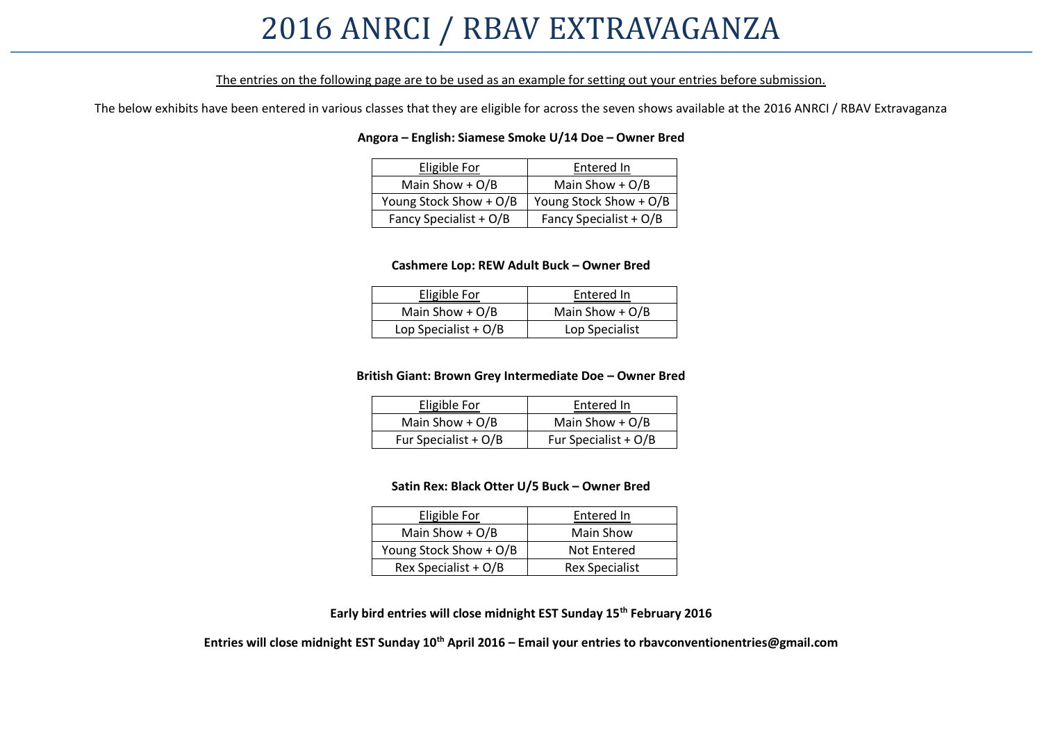# 2016 ANRCI / RBAV EXTRAVAGANZA

The entries on the following page are to be used as an example for setting out your entries before submission.

The below exhibits have been entered in various classes that they are eligible for across the seven shows available at the 2016 ANRCI / RBAV Extravaganza

**Angora – English: Siamese Smoke U/14 Doe – Owner Bred**

| Eligible For | Entered In |
| --- | --- |
| Main Show + O/B | Main Show + O/B |
| Young Stock Show + O/B | Young Stock Show + O/B |
| Fancy Specialist + O/B | Fancy Specialist + O/B |

**Cashmere Lop: REW Adult Buck – Owner Bred**

| Eligible For | Entered In |
| --- | --- |
| Main Show + O/B | Main Show + O/B |
| Lop Specialist + O/B | Lop Specialist |

**British Giant: Brown Grey Intermediate Doe – Owner Bred**

| Eligible For | Entered In |
| --- | --- |
| Main Show + O/B | Main Show + O/B |
| Fur Specialist + O/B | Fur Specialist + O/B |

**Satin Rex: Black Otter U/5 Buck – Owner Bred**

| Eligible For | Entered In |
| --- | --- |
| Main Show + O/B | Main Show |
| Young Stock Show + O/B | Not Entered |
| Rex Specialist + O/B | Rex Specialist |

**Early bird entries will close midnight EST Sunday 15th February 2016**

**Entries will close midnight EST Sunday 10th April 2016 – Email your entries to rbavconventionentries@gmail.com**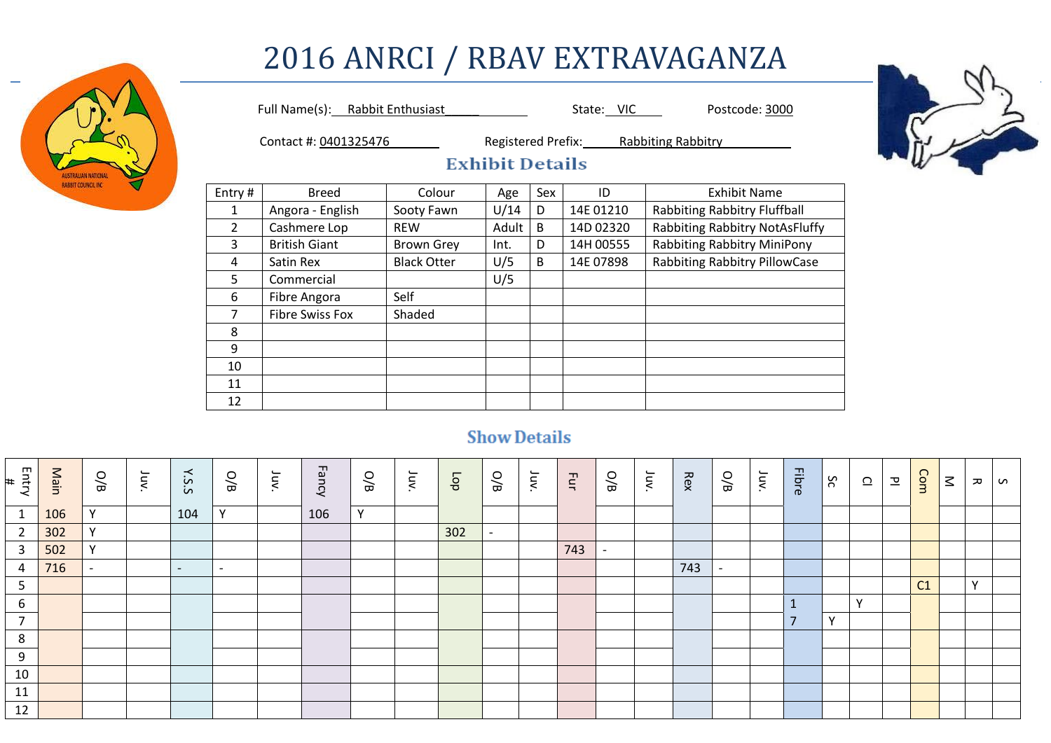# 2016 ANRCI / RBAV EXTRAVAGANZA

Full Name(s): Rabbit Enthusiast State: VIC Postcode: 3000

Contact #: 0401325476 Registered Prefix: Rabbiting Rabbitry

## Exhibit Details

| Entry # | Breed | Colour | Age | Sex | ID | Exhibit Name |
|---|---|---|---|---|---|---|
| 1 | Angora - English | Sooty Fawn | U/14 | D | 14E 01210 | Rabbiting Rabbitry Fluffball |
| 2 | Cashmere Lop | REW | Adult | B | 14D 02320 | Rabbiting Rabbitry NotAsFluffy |
| 3 | British Giant | Brown Grey | Int. | D | 14H 00555 | Rabbiting Rabbitry MiniPony |
| 4 | Satin Rex | Black Otter | U/5 | B | 14E 07898 | Rabbiting Rabbitry PillowCase |
| 5 | Commercial | | U/5 | | | |
| 6 | Fibre Angora | Self | | | | |
| 7 | Fibre Swiss Fox | Shaded | | | | |
| 8 | | | | | | |
| 9 | | | | | | |
| 10 | | | | | | |
| 11 | | | | | | |
| 12 | | | | | | |

## Show Details

| Entry # | Main | O/B | Juv. | Y.S.S | O/B | Juv. | Fancy | O/B | Juv. | Lop | O/B | Juv. | Fur | O/B | Juv. | Rex | O/B | Juv. | Fibre | Sc | Cl | Pl | Com | M | R | S |
|---|---|---|---|---|---|---|---|---|---|---|---|---|---|---|---|---|---|---|---|---|---|---|---|---|---|---|
| 1 | 106 | Y | | 104 | Y | | 106 | Y | | | | | | | | | | | | | | | | | | |
| 2 | 302 | Y | | | | | | | | 302 | - | | | | | | | | | | | | | | | |
| 3 | 502 | Y | | | | | | | | | | | 743 | - | | | | | | | | | | | | |
| 4 | 716 | - | | - | - | | | | | | | | | | | 743 | - | | | | | | | | | |
| 5 | | | | | | | | | | | | | | | | | | | | | | | C1 | | Y | |
| 6 | | | | | | | | | | | | | | | | | | | 1 | | Y | | | | | |
| 7 | | | | | | | | | | | | | | | | | | | 7 | Y | | | | | | |
| 8 | | | | | | | | | | | | | | | | | | | | | | | | | | |
| 9 | | | | | | | | | | | | | | | | | | | | | | | | | | |
| 10 | | | | | | | | | | | | | | | | | | | | | | | | | | |
| 11 | | | | | | | | | | | | | | | | | | | | | | | | | | |
| 12 | | | | | | | | | | | | | | | | | | | | | | | | | | |